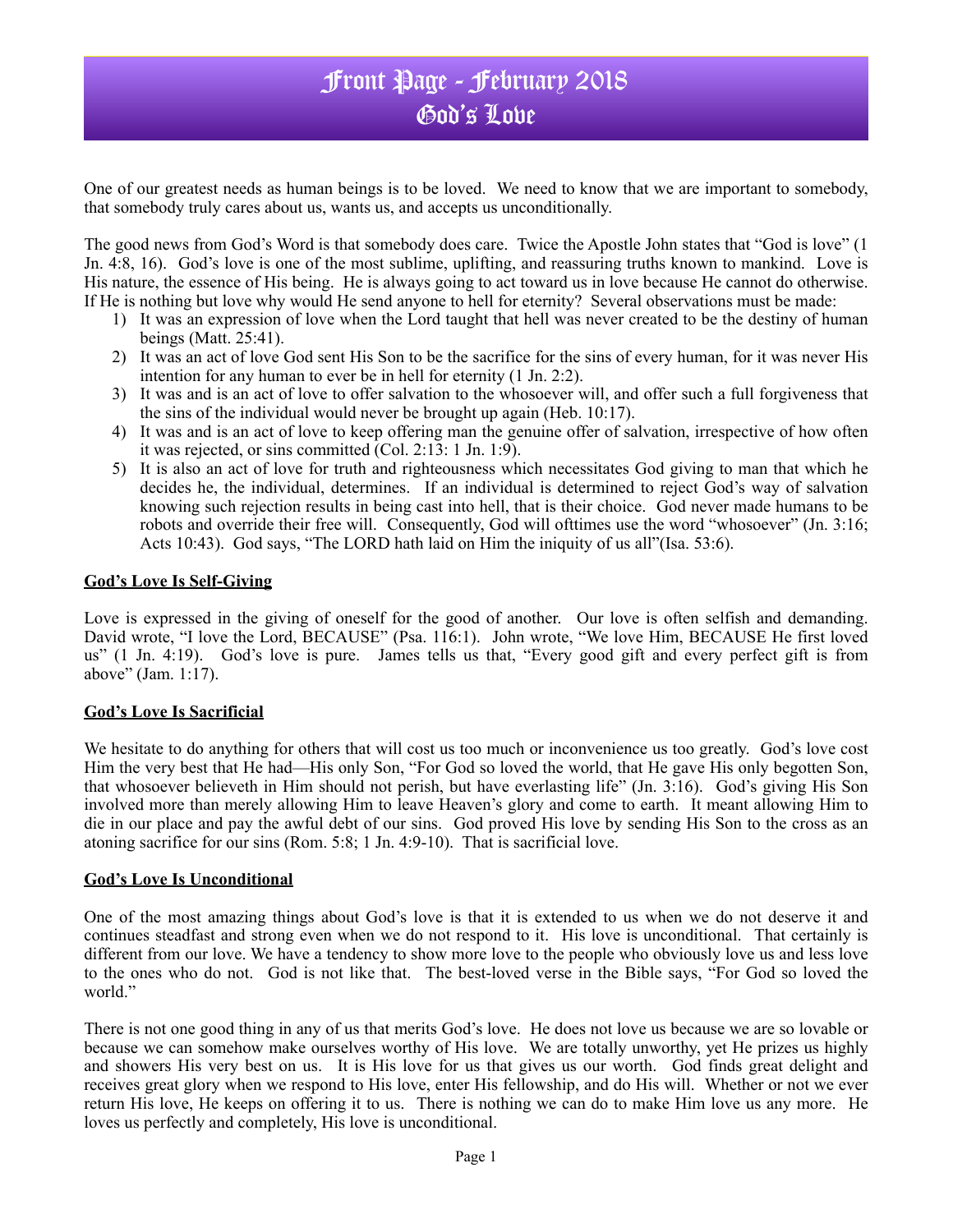# Front Page - February 2018
# God's Love

One of our greatest needs as human beings is to be loved. We need to know that we are important to somebody, that somebody truly cares about us, wants us, and accepts us unconditionally.

The good news from God's Word is that somebody does care. Twice the Apostle John states that "God is love" (1 Jn. 4:8, 16). God's love is one of the most sublime, uplifting, and reassuring truths known to mankind. Love is His nature, the essence of His being. He is always going to act toward us in love because He cannot do otherwise. If He is nothing but love why would He send anyone to hell for eternity? Several observations must be made:

1) It was an expression of love when the Lord taught that hell was never created to be the destiny of human beings (Matt. 25:41).
2) It was an act of love God sent His Son to be the sacrifice for the sins of every human, for it was never His intention for any human to ever be in hell for eternity (1 Jn. 2:2).
3) It was and is an act of love to offer salvation to the whosoever will, and offer such a full forgiveness that the sins of the individual would never be brought up again (Heb. 10:17).
4) It was and is an act of love to keep offering man the genuine offer of salvation, irrespective of how often it was rejected, or sins committed (Col. 2:13: 1 Jn. 1:9).
5) It is also an act of love for truth and righteousness which necessitates God giving to man that which he decides he, the individual, determines. If an individual is determined to reject God's way of salvation knowing such rejection results in being cast into hell, that is their choice. God never made humans to be robots and override their free will. Consequently, God will ofttimes use the word "whosoever" (Jn. 3:16; Acts 10:43). God says, "The LORD hath laid on Him the iniquity of us all"(Isa. 53:6).

**God's Love Is Self-Giving**

Love is expressed in the giving of oneself for the good of another. Our love is often selfish and demanding. David wrote, "I love the Lord, BECAUSE" (Psa. 116:1). John wrote, "We love Him, BECAUSE He first loved us" (1 Jn. 4:19). God's love is pure. James tells us that, "Every good gift and every perfect gift is from above" (Jam. 1:17).

**God's Love Is Sacrificial**

We hesitate to do anything for others that will cost us too much or inconvenience us too greatly. God's love cost Him the very best that He had—His only Son, "For God so loved the world, that He gave His only begotten Son, that whosoever believeth in Him should not perish, but have everlasting life" (Jn. 3:16). God's giving His Son involved more than merely allowing Him to leave Heaven's glory and come to earth. It meant allowing Him to die in our place and pay the awful debt of our sins. God proved His love by sending His Son to the cross as an atoning sacrifice for our sins (Rom. 5:8; 1 Jn. 4:9-10). That is sacrificial love.

**God's Love Is Unconditional**

One of the most amazing things about God's love is that it is extended to us when we do not deserve it and continues steadfast and strong even when we do not respond to it. His love is unconditional. That certainly is different from our love. We have a tendency to show more love to the people who obviously love us and less love to the ones who do not. God is not like that. The best-loved verse in the Bible says, "For God so loved the world."

There is not one good thing in any of us that merits God's love. He does not love us because we are so lovable or because we can somehow make ourselves worthy of His love. We are totally unworthy, yet He prizes us highly and showers His very best on us. It is His love for us that gives us our worth. God finds great delight and receives great glory when we respond to His love, enter His fellowship, and do His will. Whether or not we ever return His love, He keeps on offering it to us. There is nothing we can do to make Him love us any more. He loves us perfectly and completely, His love is unconditional.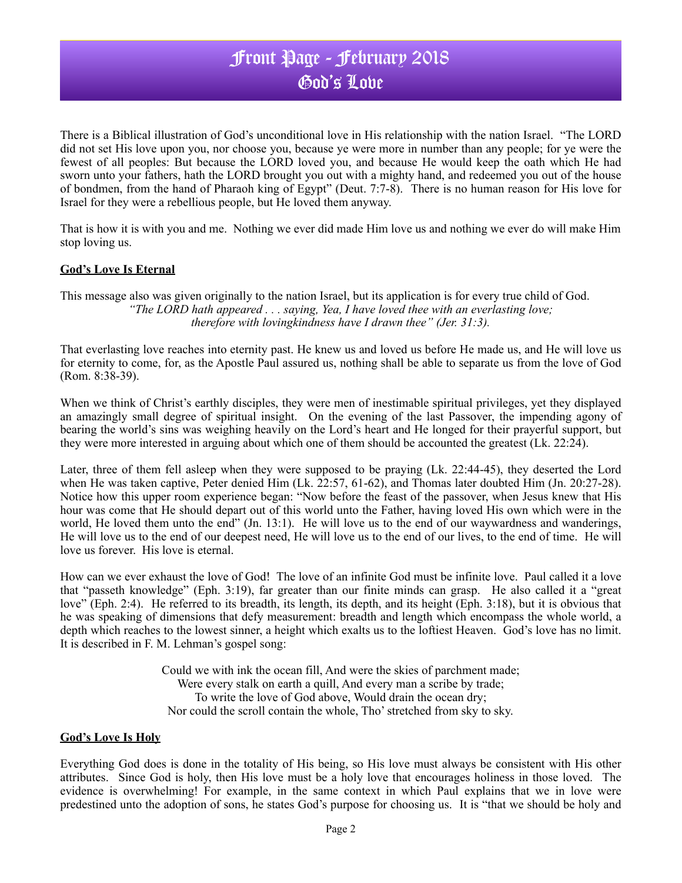# Front Page - February 2018
# God's Love

There is a Biblical illustration of God's unconditional love in His relationship with the nation Israel. "The LORD did not set His love upon you, nor choose you, because ye were more in number than any people; for ye were the fewest of all peoples: But because the LORD loved you, and because He would keep the oath which He had sworn unto your fathers, hath the LORD brought you out with a mighty hand, and redeemed you out of the house of bondmen, from the hand of Pharaoh king of Egypt" (Deut. 7:7-8). There is no human reason for His love for Israel for they were a rebellious people, but He loved them anyway.

That is how it is with you and me. Nothing we ever did made Him love us and nothing we ever do will make Him stop loving us.

**God's Love Is Eternal**

This message also was given originally to the nation Israel, but its application is for every true child of God.

*"The LORD hath appeared . . . saying, Yea, I have loved thee with an everlasting love;*
*therefore with lovingkindness have I drawn thee" (Jer. 31:3).*

That everlasting love reaches into eternity past. He knew us and loved us before He made us, and He will love us for eternity to come, for, as the Apostle Paul assured us, nothing shall be able to separate us from the love of God (Rom. 8:38-39).

When we think of Christ's earthly disciples, they were men of inestimable spiritual privileges, yet they displayed an amazingly small degree of spiritual insight. On the evening of the last Passover, the impending agony of bearing the world's sins was weighing heavily on the Lord's heart and He longed for their prayerful support, but they were more interested in arguing about which one of them should be accounted the greatest (Lk. 22:24).

Later, three of them fell asleep when they were supposed to be praying (Lk. 22:44-45), they deserted the Lord when He was taken captive, Peter denied Him (Lk. 22:57, 61-62), and Thomas later doubted Him (Jn. 20:27-28). Notice how this upper room experience began: "Now before the feast of the passover, when Jesus knew that His hour was come that He should depart out of this world unto the Father, having loved His own which were in the world, He loved them unto the end" (Jn. 13:1). He will love us to the end of our waywardness and wanderings, He will love us to the end of our deepest need, He will love us to the end of our lives, to the end of time. He will love us forever. His love is eternal.

How can we ever exhaust the love of God! The love of an infinite God must be infinite love. Paul called it a love that "passeth knowledge" (Eph. 3:19), far greater than our finite minds can grasp. He also called it a "great love" (Eph. 2:4). He referred to its breadth, its length, its depth, and its height (Eph. 3:18), but it is obvious that he was speaking of dimensions that defy measurement: breadth and length which encompass the whole world, a depth which reaches to the lowest sinner, a height which exalts us to the loftiest Heaven. God's love has no limit. It is described in F. M. Lehman's gospel song:

Could we with ink the ocean fill, And were the skies of parchment made;
Were every stalk on earth a quill, And every man a scribe by trade;
To write the love of God above, Would drain the ocean dry;
Nor could the scroll contain the whole, Tho' stretched from sky to sky.

**God's Love Is Holy**

Everything God does is done in the totality of His being, so His love must always be consistent with His other attributes. Since God is holy, then His love must be a holy love that encourages holiness in those loved. The evidence is overwhelming! For example, in the same context in which Paul explains that we in love were predestined unto the adoption of sons, he states God's purpose for choosing us. It is "that we should be holy and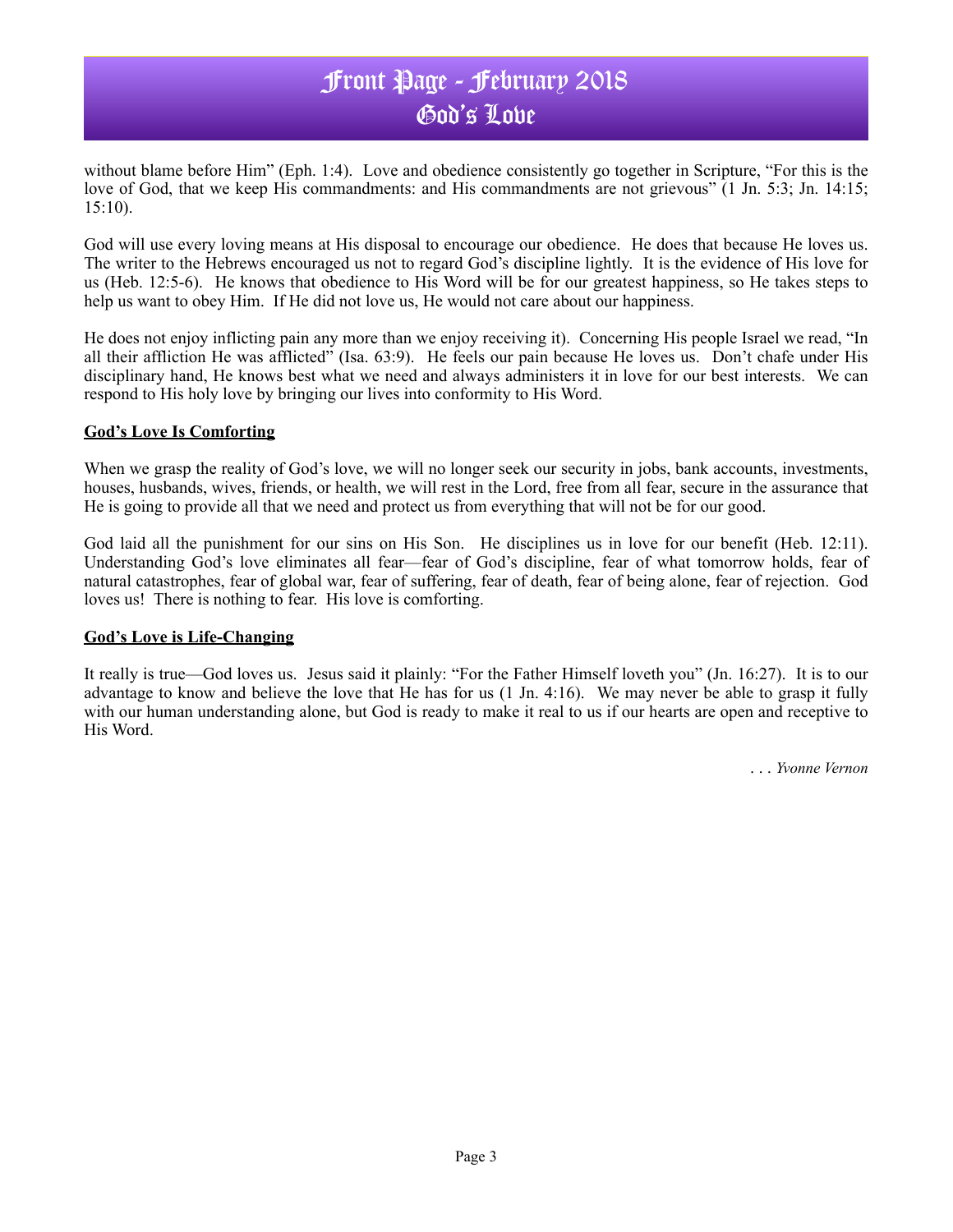without blame before Him" (Eph. 1:4). Love and obedience consistently go together in Scripture, "For this is the love of God, that we keep His commandments: and His commandments are not grievous" (1 Jn. 5:3; Jn. 14:15; 15:10).

God will use every loving means at His disposal to encourage our obedience. He does that because He loves us. The writer to the Hebrews encouraged us not to regard God's discipline lightly. It is the evidence of His love for us (Heb. 12:5-6). He knows that obedience to His Word will be for our greatest happiness, so He takes steps to help us want to obey Him. If He did not love us, He would not care about our happiness.

He does not enjoy inflicting pain any more than we enjoy receiving it). Concerning His people Israel we read, "In all their affliction He was afflicted" (Isa. 63:9). He feels our pain because He loves us. Don't chafe under His disciplinary hand, He knows best what we need and always administers it in love for our best interests. We can respond to His holy love by bringing our lives into conformity to His Word.

**God's Love Is Comforting**

When we grasp the reality of God's love, we will no longer seek our security in jobs, bank accounts, investments, houses, husbands, wives, friends, or health, we will rest in the Lord, free from all fear, secure in the assurance that He is going to provide all that we need and protect us from everything that will not be for our good.

God laid all the punishment for our sins on His Son. He disciplines us in love for our benefit (Heb. 12:11). Understanding God's love eliminates all fear—fear of God's discipline, fear of what tomorrow holds, fear of natural catastrophes, fear of global war, fear of suffering, fear of death, fear of being alone, fear of rejection. God loves us! There is nothing to fear. His love is comforting.

**God's Love is Life-Changing**

It really is true—God loves us. Jesus said it plainly: "For the Father Himself loveth you" (Jn. 16:27). It is to our advantage to know and believe the love that He has for us (1 Jn. 4:16). We may never be able to grasp it fully with our human understanding alone, but God is ready to make it real to us if our hearts are open and receptive to His Word.

*. . . Yvonne Vernon*